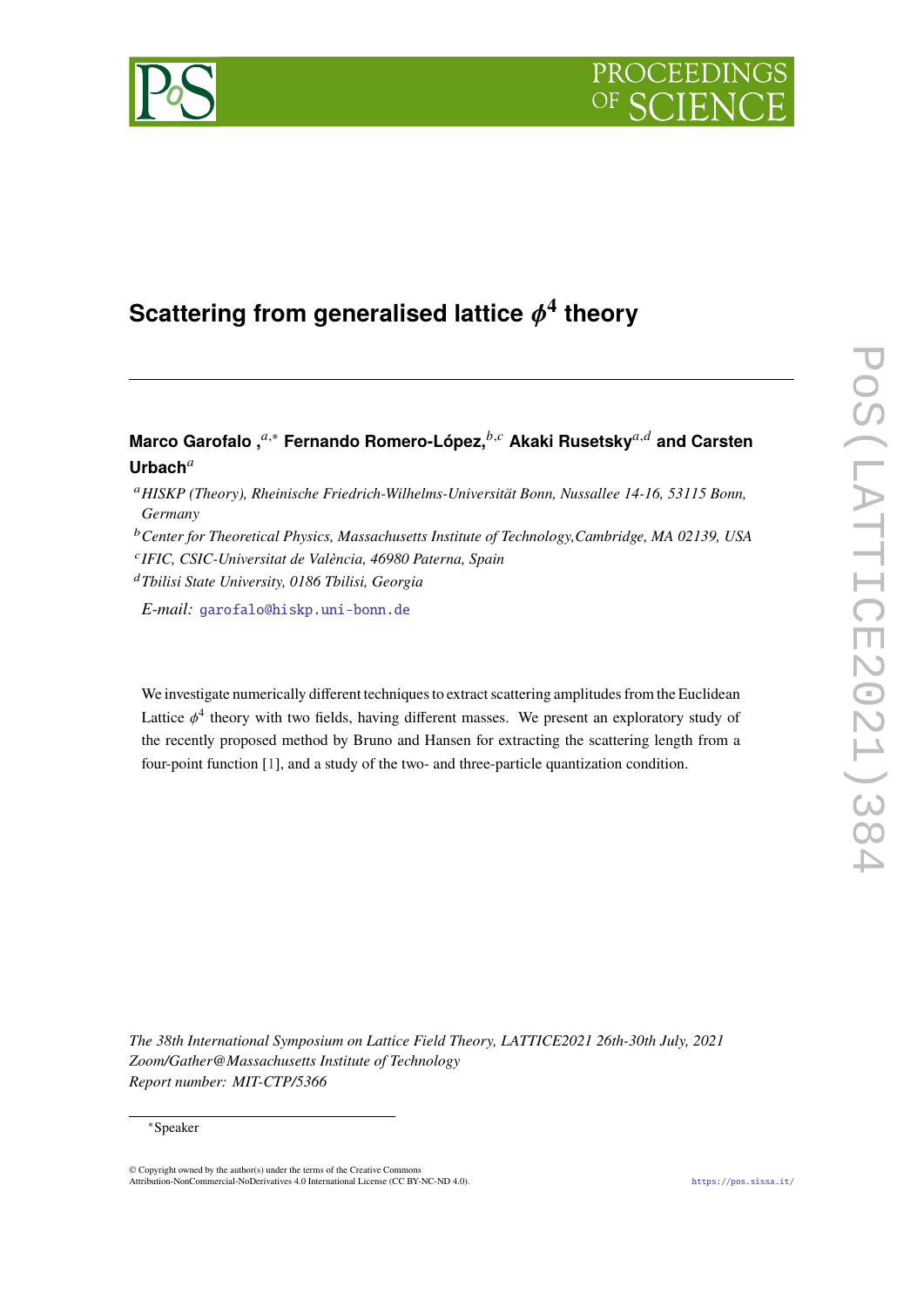# Scattering from generalised lattice $\phi^4$ theory

**Marco Garofalo ,[a,*] Fernando Romero-López,[b,c] Akaki Rusetsky[a,d] and Carsten Urbach[a]**

[a] *HISKP (Theory), Rheinische Friedrich-Wilhelms-Universität Bonn, Nussallee 14-16, 53115 Bonn, Germany*

[b] *Center for Theoretical Physics, Massachusetts Institute of Technology,Cambridge, MA 02139, USA*

[c] *IFIC, CSIC-Universitat de València, 46980 Paterna, Spain*

[d] *Tbilisi State University, 0186 Tbilisi, Georgia*

*E-mail:* garofalo@hiskp.uni-bonn.de

We investigate numerically different techniques to extract scattering amplitudes from the Euclidean Lattice $\phi^4$ theory with two fields, having different masses. We present an exploratory study of the recently proposed method by Bruno and Hansen for extracting the scattering length from a four-point function [1], and a study of the two- and three-particle quantization condition.

*The 38th International Symposium on Lattice Field Theory, LATTICE2021 26th-30th July, 2021*
*Zoom/Gather@Massachusetts Institute of Technology*
*Report number: MIT-CTP/5366*

*Speaker

© Copyright owned by the author(s) under the terms of the Creative Commons Attribution-NonCommercial-NoDerivatives 4.0 International License (CC BY-NC-ND 4.0).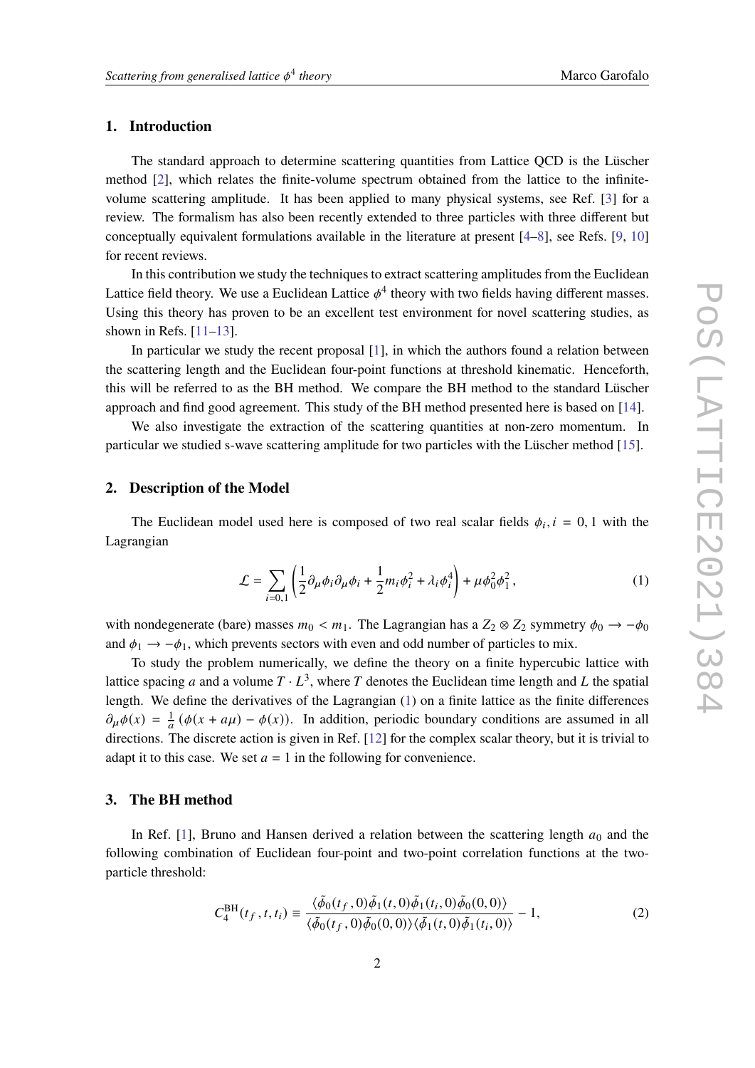## 1. Introduction

The standard approach to determine scattering quantities from Lattice QCD is the Lüscher method [2], which relates the finite-volume spectrum obtained from the lattice to the infinite-volume scattering amplitude. It has been applied to many physical systems, see Ref. [3] for a review. The formalism has also been recently extended to three particles with three different but conceptually equivalent formulations available in the literature at present [4–8], see Refs. [9, 10] for recent reviews.

In this contribution we study the techniques to extract scattering amplitudes from the Euclidean Lattice field theory. We use a Euclidean Lattice $\phi^4$ theory with two fields having different masses. Using this theory has proven to be an excellent test environment for novel scattering studies, as shown in Refs. [11–13].

In particular we study the recent proposal [1], in which the authors found a relation between the scattering length and the Euclidean four-point functions at threshold kinematic. Henceforth, this will be referred to as the BH method. We compare the BH method to the standard Lüscher approach and find good agreement. This study of the BH method presented here is based on [14].

We also investigate the extraction of the scattering quantities at non-zero momentum. In particular we studied s-wave scattering amplitude for two particles with the Lüscher method [15].

## 2. Description of the Model

The Euclidean model used here is composed of two real scalar fields $\phi_i, i = 0, 1$ with the Lagrangian

$$\mathcal{L} = \sum_{i=0,1} \left( \frac{1}{2} \partial_\mu \phi_i \partial_\mu \phi_i + \frac{1}{2} m_i \phi_i^2 + \lambda_i \phi_i^4 \right) + \mu \phi_0^2 \phi_1^2 \,, \tag{1}$$

with nondegenerate (bare) masses $m_0 < m_1$. The Lagrangian has a $Z_2 \otimes Z_2$ symmetry $\phi_0 \to -\phi_0$ and $\phi_1 \to -\phi_1$, which prevents sectors with even and odd number of particles to mix.

To study the problem numerically, we define the theory on a finite hypercubic lattice with lattice spacing $a$ and a volume $T \cdot L^3$, where $T$ denotes the Euclidean time length and $L$ the spatial length. We define the derivatives of the Lagrangian (1) on a finite lattice as the finite differences $\partial_\mu \phi(x) = \frac{1}{a} \left( \phi(x + a\mu) - \phi(x) \right)$. In addition, periodic boundary conditions are assumed in all directions. The discrete action is given in Ref. [12] for the complex scalar theory, but it is trivial to adapt it to this case. We set $a = 1$ in the following for convenience.

## 3. The BH method

In Ref. [1], Bruno and Hansen derived a relation between the scattering length $a_0$ and the following combination of Euclidean four-point and two-point correlation functions at the two-particle threshold:

$$C_4^{\text{BH}}(t_f, t, t_i) \equiv \frac{\langle \tilde{\phi}_0(t_f, 0) \tilde{\phi}_1(t, 0) \tilde{\phi}_1(t_i, 0) \tilde{\phi}_0(0, 0) \rangle}{\langle \tilde{\phi}_0(t_f, 0) \tilde{\phi}_0(0, 0) \rangle \langle \tilde{\phi}_1(t, 0) \tilde{\phi}_1(t_i, 0) \rangle} - 1, \tag{2}$$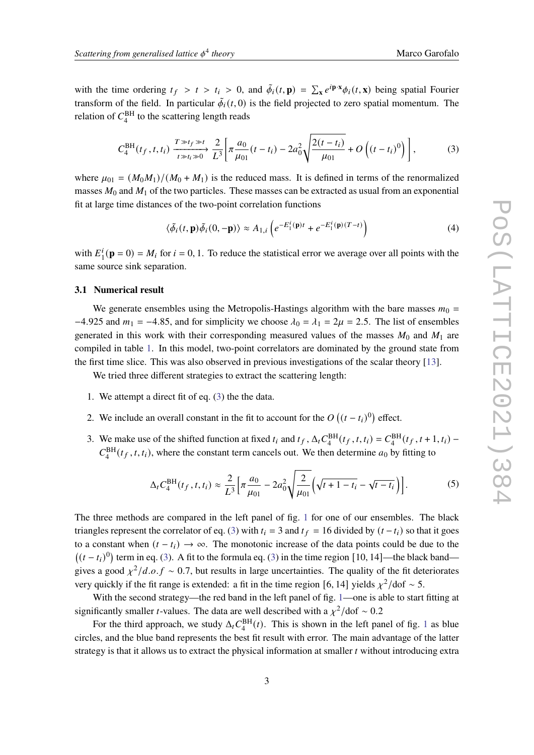with the time ordering $t_f > t > t_i > 0$, and $\tilde{\phi}_i(t, \mathbf{p}) = \sum_{\mathbf{x}} e^{i\mathbf{p}\cdot\mathbf{x}} \phi_i(t, \mathbf{x})$ being spatial Fourier transform of the field. In particular $\tilde{\phi}_i(t, 0)$ is the field projected to zero spatial momentum. The relation of $C_4^{\mathrm{BH}}$ to the scattering length reads

$$C_4^{\mathrm{BH}}(t_f, t, t_i) \xrightarrow[t \gg t_i \gg 0]{T \gg t_f \gg t} \frac{2}{L^3}\left[\pi \frac{a_0}{\mu_{01}}(t - t_i) - 2a_0^2 \sqrt{\frac{2(t - t_i)}{\mu_{01}}} + O\left((t - t_i)^0\right)\right], \tag{3}$$

where $\mu_{01} = (M_0 M_1)/(M_0 + M_1)$ is the reduced mass. It is defined in terms of the renormalized masses $M_0$ and $M_1$ of the two particles. These masses can be extracted as usual from an exponential fit at large time distances of the two-point correlation functions

$$\langle \tilde{\phi}_i(t, \mathbf{p}) \tilde{\phi}_i(0, -\mathbf{p}) \rangle \approx A_{1,i}\left(e^{-E_1^i(\mathbf{p})t} + e^{-E_1^i(\mathbf{p})(T-t)}\right) \tag{4}$$

with $E_1^i(\mathbf{p} = 0) = M_i$ for $i = 0, 1$. To reduce the statistical error we average over all points with the same source sink separation.

### 3.1 Numerical result

We generate ensembles using the Metropolis-Hastings algorithm with the bare masses $m_0 = -4.925$ and $m_1 = -4.85$, and for simplicity we choose $\lambda_0 = \lambda_1 = 2\mu = 2.5$. The list of ensembles generated in this work with their corresponding measured values of the masses $M_0$ and $M_1$ are compiled in table 1. In this model, two-point correlators are dominated by the ground state from the first time slice. This was also observed in previous investigations of the scalar theory [13].

We tried three different strategies to extract the scattering length:

1. We attempt a direct fit of eq. (3) the the data.
2. We include an overall constant in the fit to account for the $O\left((t - t_i)^0\right)$ effect.
3. We make use of the shifted function at fixed $t_i$ and $t_f$, $\Delta_t C_4^{\mathrm{BH}}(t_f, t, t_i) = C_4^{\mathrm{BH}}(t_f, t+1, t_i) - C_4^{\mathrm{BH}}(t_f, t, t_i)$, where the constant term cancels out. We then determine $a_0$ by fitting to

$$\Delta_t C_4^{\mathrm{BH}}(t_f, t, t_i) \approx \frac{2}{L^3}\left[\pi \frac{a_0}{\mu_{01}} - 2a_0^2 \sqrt{\frac{2}{\mu_{01}}}\left(\sqrt{t + 1 - t_i} - \sqrt{t - t_i}\right)\right]. \tag{5}$$

The three methods are compared in the left panel of fig. 1 for one of our ensembles. The black triangles represent the correlator of eq. (3) with $t_i = 3$ and $t_f = 16$ divided by $(t - t_i)$ so that it goes to a constant when $(t - t_i) \to \infty$. The monotonic increase of the data points could be due to the $\left((t - t_i)^0\right)$ term in eq. (3). A fit to the formula eq. (3) in the time region $[10, 14]$—the black band—gives a good $\chi^2/d.o.f \sim 0.7$, but results in large uncertainties. The quality of the fit deteriorates very quickly if the fit range is extended: a fit in the time region $[6, 14]$ yields $\chi^2/\mathrm{dof} \sim 5$.

With the second strategy—the red band in the left panel of fig. 1—one is able to start fitting at significantly smaller $t$-values. The data are well described with a $\chi^2/\mathrm{dof} \sim 0.2$

For the third approach, we study $\Delta_t C_4^{\mathrm{BH}}(t)$. This is shown in the left panel of fig. 1 as blue circles, and the blue band represents the best fit result with error. The main advantage of the latter strategy is that it allows us to extract the physical information at smaller $t$ without introducing extra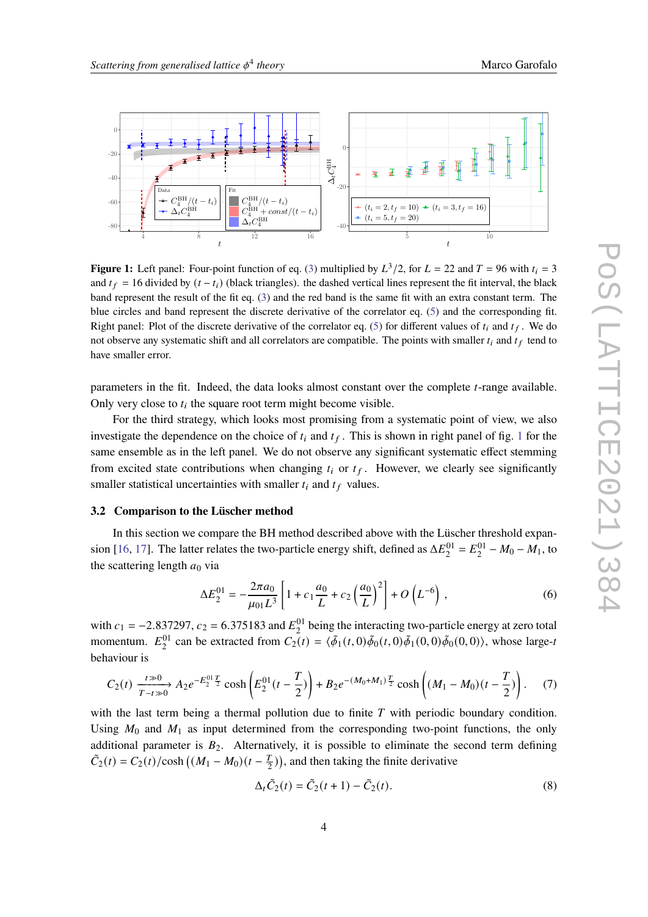**Figure 1:** Left panel: Four-point function of eq. (3) multiplied by $L^3/2$, for $L = 22$ and $T = 96$ with $t_i = 3$ and $t_f = 16$ divided by $(t - t_i)$ (black triangles). the dashed vertical lines represent the fit interval, the black band represent the result of the fit eq. (3) and the red band is the same fit with an extra constant term. The blue circles and band represent the discrete derivative of the correlator eq. (5) and the corresponding fit. Right panel: Plot of the discrete derivative of the correlator eq. (5) for different values of $t_i$ and $t_f$. We do not observe any systematic shift and all correlators are compatible. The points with smaller $t_i$ and $t_f$ tend to have smaller error.

parameters in the fit. Indeed, the data looks almost constant over the complete $t$-range available. Only very close to $t_i$ the square root term might become visible.

For the third strategy, which looks most promising from a systematic point of view, we also investigate the dependence on the choice of $t_i$ and $t_f$. This is shown in right panel of fig. 1 for the same ensemble as in the left panel. We do not observe any significant systematic effect stemming from excited state contributions when changing $t_i$ or $t_f$. However, we clearly see significantly smaller statistical uncertainties with smaller $t_i$ and $t_f$ values.

### 3.2 Comparison to the Lüscher method

In this section we compare the BH method described above with the Lüscher threshold expansion [16, 17]. The latter relates the two-particle energy shift, defined as $\Delta E_2^{01} = E_2^{01} - M_0 - M_1$, to the scattering length $a_0$ via

$$\Delta E_2^{01} = -\frac{2\pi a_0}{\mu_{01} L^3}\left[1 + c_1 \frac{a_0}{L} + c_2 \left(\frac{a_0}{L}\right)^2\right] + O\left(L^{-6}\right), \tag{6}$$

with $c_1 = -2.837297$, $c_2 = 6.375183$ and $E_2^{01}$ being the interacting two-particle energy at zero total momentum. $E_2^{01}$ can be extracted from $C_2(t) = \langle \tilde{\phi}_1(t,0)\tilde{\phi}_0(t,0)\tilde{\phi}_1(0,0)\tilde{\phi}_0(0,0)\rangle$, whose large-$t$ behaviour is

$$C_2(t) \xrightarrow[T-t\gg 0]{t\gg 0} A_2 e^{-E_2^{01}\frac{T}{2}} \cosh\left(E_2^{01}(t - \frac{T}{2})\right) + B_2 e^{-(M_0+M_1)\frac{T}{2}} \cosh\left((M_1 - M_0)(t - \frac{T}{2})\right). \tag{7}$$

with the last term being a thermal pollution due to finite $T$ with periodic boundary condition. Using $M_0$ and $M_1$ as input determined from the corresponding two-point functions, the only additional parameter is $B_2$. Alternatively, it is possible to eliminate the second term defining $\tilde{C}_2(t) = C_2(t)/\cosh\left((M_1 - M_0)(t - \frac{T}{2})\right)$, and then taking the finite derivative

$$\Delta_t \tilde{C}_2(t) = \tilde{C}_2(t+1) - \tilde{C}_2(t). \tag{8}$$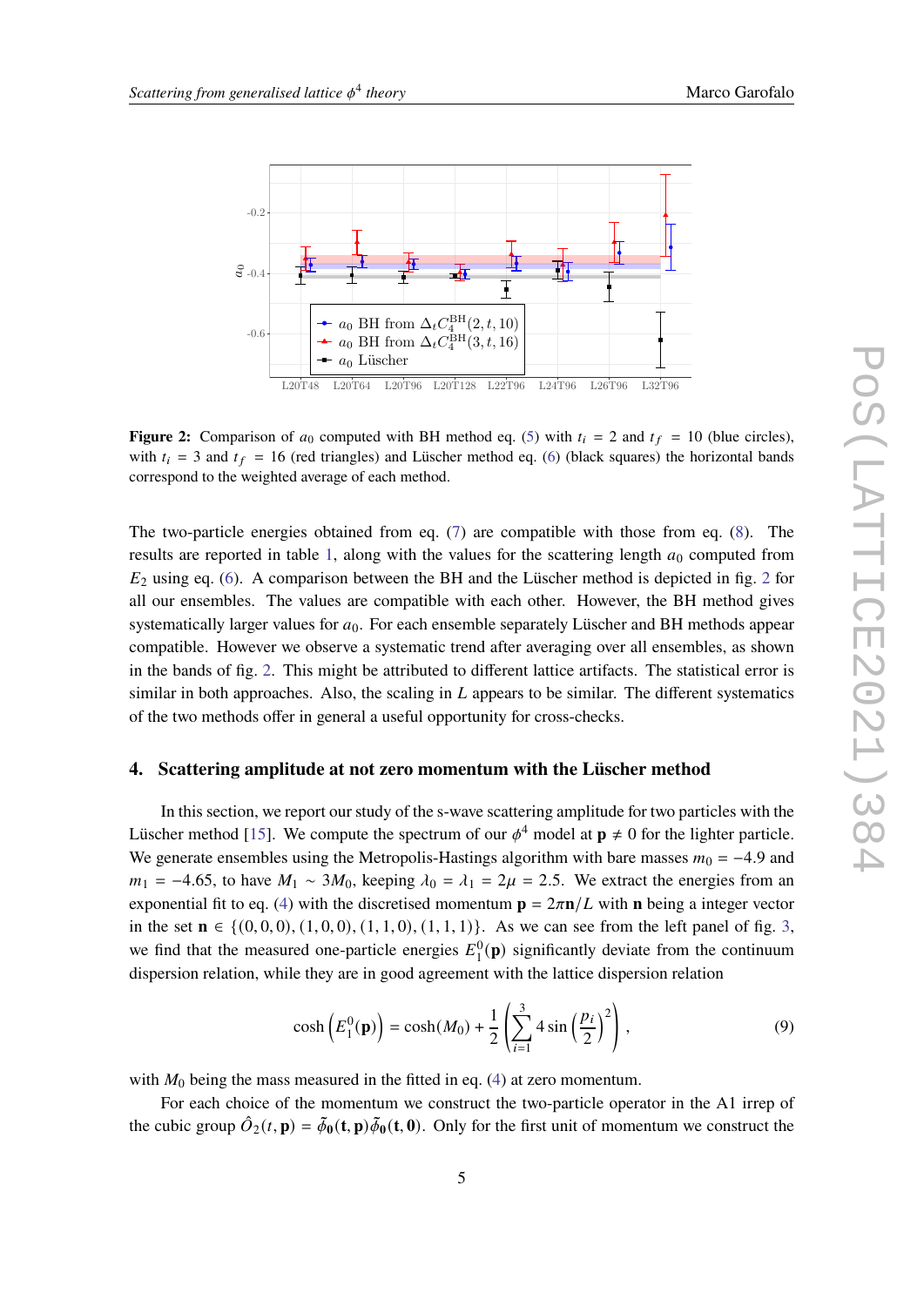**Figure 2:** Comparison of $a_0$ computed with BH method eq. (5) with $t_i = 2$ and $t_f = 10$ (blue circles), with $t_i = 3$ and $t_f = 16$ (red triangles) and Lüscher method eq. (6) (black squares) the horizontal bands correspond to the weighted average of each method.

The two-particle energies obtained from eq. (7) are compatible with those from eq. (8). The results are reported in table 1, along with the values for the scattering length $a_0$ computed from $E_2$ using eq. (6). A comparison between the BH and the Lüscher method is depicted in fig. 2 for all our ensembles. The values are compatible with each other. However, the BH method gives systematically larger values for $a_0$. For each ensemble separately Lüscher and BH methods appear compatible. However we observe a systematic trend after averaging over all ensembles, as shown in the bands of fig. 2. This might be attributed to different lattice artifacts. The statistical error is similar in both approaches. Also, the scaling in $L$ appears to be similar. The different systematics of the two methods offer in general a useful opportunity for cross-checks.

## 4. Scattering amplitude at not zero momentum with the Lüscher method

In this section, we report our study of the s-wave scattering amplitude for two particles with the Lüscher method [15]. We compute the spectrum of our $\phi^4$ model at $\mathbf{p} \neq 0$ for the lighter particle. We generate ensembles using the Metropolis-Hastings algorithm with bare masses $m_0 = -4.9$ and $m_1 = -4.65$, to have $M_1 \sim 3M_0$, keeping $\lambda_0 = \lambda_1 = 2\mu = 2.5$. We extract the energies from an exponential fit to eq. (4) with the discretised momentum $\mathbf{p} = 2\pi\mathbf{n}/L$ with $\mathbf{n}$ being a integer vector in the set $\mathbf{n} \in \{(0,0,0),(1,0,0),(1,1,0),(1,1,1)\}$. As we can see from the left panel of fig. 3, we find that the measured one-particle energies $E_1^0(\mathbf{p})$ significantly deviate from the continuum dispersion relation, while they are in good agreement with the lattice dispersion relation

$$\cosh\left(E_1^0(\mathbf{p})\right) = \cosh(M_0) + \frac{1}{2}\left(\sum_{i=1}^{3} 4\sin\left(\frac{p_i}{2}\right)^2\right), \tag{9}$$

with $M_0$ being the mass measured in the fitted in eq. (4) at zero momentum.

For each choice of the momentum we construct the two-particle operator in the A1 irrep of the cubic group $\hat{O}_2(t,\mathbf{p}) = \tilde{\phi}_\mathbf{0}(\mathbf{t},\mathbf{p})\tilde{\phi}_\mathbf{0}(\mathbf{t},\mathbf{0})$. Only for the first unit of momentum we construct the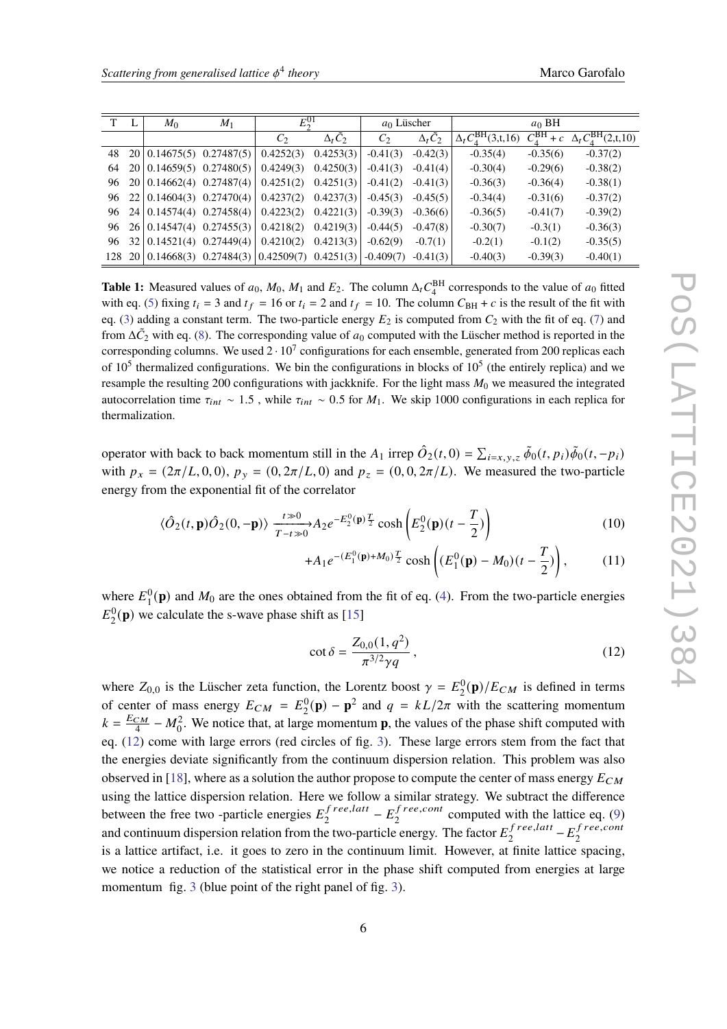| T | L | $M_0$ | $M_1$ | $E_2^{01}$ | | $a_0$ Lüscher | | $a_0$ BH | | |
|---|---|---|---|---|---|---|---|---|---|---|
| | | | | $C_2$ | $\Delta_t \tilde{C}_2$ | $C_2$ | $\Delta_t \tilde{C}_2$ | $\Delta_t C_4^{\text{BH}}(3,\text{t},16)$ | $C_4^{\text{BH}} + c$ | $\Delta_t C_4^{\text{BH}}(2,\text{t},10)$ |
| 48 | 20 | 0.14675(5) | 0.27487(5) | 0.4252(3) | 0.4253(3) | -0.41(3) | -0.42(3) | -0.35(4) | -0.35(6) | -0.37(2) |
| 64 | 20 | 0.14659(5) | 0.27480(5) | 0.4249(3) | 0.4250(3) | -0.41(3) | -0.41(4) | -0.30(4) | -0.29(6) | -0.38(2) |
| 96 | 20 | 0.14662(4) | 0.27487(4) | 0.4251(2) | 0.4251(3) | -0.41(2) | -0.41(3) | -0.36(3) | -0.36(4) | -0.38(1) |
| 96 | 22 | 0.14604(3) | 0.27470(4) | 0.4237(2) | 0.4237(3) | -0.45(3) | -0.45(5) | -0.34(4) | -0.31(6) | -0.37(2) |
| 96 | 24 | 0.14574(4) | 0.27458(4) | 0.4223(2) | 0.4221(3) | -0.39(3) | -0.36(6) | -0.36(5) | -0.41(7) | -0.39(2) |
| 96 | 26 | 0.14547(4) | 0.27455(3) | 0.4218(2) | 0.4219(3) | -0.44(5) | -0.47(8) | -0.30(7) | -0.3(1) | -0.36(3) |
| 96 | 32 | 0.14521(4) | 0.27449(4) | 0.4210(2) | 0.4213(3) | -0.62(9) | -0.7(1) | -0.2(1) | -0.1(2) | -0.35(5) |
| 128 | 20 | 0.14668(3) | 0.27484(3) | 0.42509(7) | 0.4251(3) | -0.409(7) | -0.41(3) | -0.40(3) | -0.39(3) | -0.40(1) |

**Table 1:** Measured values of $a_0$, $M_0$, $M_1$ and $E_2$. The column $\Delta_t C_4^{\text{BH}}$ corresponds to the value of $a_0$ fitted with eq. (5) fixing $t_i = 3$ and $t_f = 16$ or $t_i = 2$ and $t_f = 10$. The column $C_{\text{BH}} + c$ is the result of the fit with eq. (3) adding a constant term. The two-particle energy $E_2$ is computed from $C_2$ with the fit of eq. (7) and from $\Delta \tilde{C}_2$ with eq. (8). The corresponding value of $a_0$ computed with the Lüscher method is reported in the corresponding columns. We used $2 \cdot 10^7$ configurations for each ensemble, generated from 200 replicas each of $10^5$ thermalized configurations. We bin the configurations in blocks of $10^5$ (the entirely replica) and we resample the resulting 200 configurations with jackknife. For the light mass $M_0$ we measured the integrated autocorrelation time $\tau_{int} \sim 1.5$ , while $\tau_{int} \sim 0.5$ for $M_1$. We skip 1000 configurations in each replica for thermalization.

operator with back to back momentum still in the $A_1$ irrep $\hat{O}_2(t,0) = \sum_{i=x,y,z} \tilde{\phi}_0(t,p_i)\tilde{\phi}_0(t,-p_i)$ with $p_x = (2\pi/L, 0, 0)$, $p_y = (0, 2\pi/L, 0)$ and $p_z = (0, 0, 2\pi/L)$. We measured the two-particle energy from the exponential fit of the correlator

$$\langle \hat{O}_2(t,\mathbf{p})\hat{O}_2(0,-\mathbf{p})\rangle \xrightarrow[T-t\gg 0]{t\gg 0} A_2 e^{-E_2^0(\mathbf{p})\frac{T}{2}} \cosh\left(E_2^0(\mathbf{p})(t-\frac{T}{2})\right) \tag{10}$$

$$+A_1 e^{-(E_1^0(\mathbf{p})+M_0)\frac{T}{2}} \cosh\left((E_1^0(\mathbf{p})-M_0)(t-\frac{T}{2})\right), \tag{11}$$

where $E_1^0(\mathbf{p})$ and $M_0$ are the ones obtained from the fit of eq. (4). From the two-particle energies $E_2^0(\mathbf{p})$ we calculate the s-wave phase shift as [15]

$$\cot\delta = \frac{Z_{0,0}(1,q^2)}{\pi^{3/2}\gamma q}\,, \tag{12}$$

where $Z_{0,0}$ is the Lüscher zeta function, the Lorentz boost $\gamma = E_2^0(\mathbf{p})/E_{CM}$ is defined in terms of center of mass energy $E_{CM} = E_2^0(\mathbf{p}) - \mathbf{p}^2$ and $q = kL/2\pi$ with the scattering momentum $k = \frac{E_{CM}}{4} - M_0^2$. We notice that, at large momentum $\mathbf{p}$, the values of the phase shift computed with eq. (12) come with large errors (red circles of fig. 3). These large errors stem from the fact that the energies deviate significantly from the continuum dispersion relation. This problem was also observed in [18], where as a solution the author propose to compute the center of mass energy $E_{CM}$ using the lattice dispersion relation. Here we follow a similar strategy. We subtract the difference between the free two -particle energies $E_2^{free,latt} - E_2^{free,cont}$ computed with the lattice eq. (9) and continuum dispersion relation from the two-particle energy. The factor $E_2^{free,latt} - E_2^{free,cont}$ is a lattice artifact, i.e. it goes to zero in the continuum limit. However, at finite lattice spacing, we notice a reduction of the statistical error in the phase shift computed from energies at large momentum fig. 3 (blue point of the right panel of fig. 3).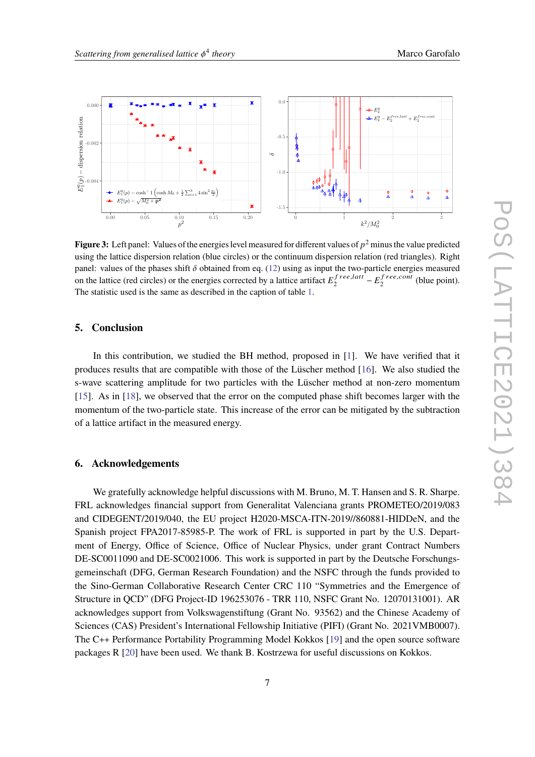**Figure 3:** Left panel: Values of the energies level measured for different values of $p^2$ minus the value predicted using the lattice dispersion relation (blue circles) or the continuum dispersion relation (red triangles). Right panel: values of the phases shift $\delta$ obtained from eq. (12) using as input the two-particle energies measured on the lattice (red circles) or the energies corrected by a lattice artifact $E_2^{free,latt} - E_2^{free,cont}$ (blue point). The statistic used is the same as described in the caption of table 1.

## 5. Conclusion

In this contribution, we studied the BH method, proposed in [1]. We have verified that it produces results that are compatible with those of the Lüscher method [16]. We also studied the s-wave scattering amplitude for two particles with the Lüscher method at non-zero momentum [15]. As in [18], we observed that the error on the computed phase shift becomes larger with the momentum of the two-particle state. This increase of the error can be mitigated by the subtraction of a lattice artifact in the measured energy.

## 6. Acknowledgements

We gratefully acknowledge helpful discussions with M. Bruno, M. T. Hansen and S. R. Sharpe. FRL acknowledges financial support from Generalitat Valenciana grants PROMETEO/2019/083 and CIDEGENT/2019/040, the EU project H2020-MSCA-ITN-2019//860881-HIDDeN, and the Spanish project FPA2017-85985-P. The work of FRL is supported in part by the U.S. Department of Energy, Office of Science, Office of Nuclear Physics, under grant Contract Numbers DE-SC0011090 and DE-SC0021006. This work is supported in part by the Deutsche Forschungsgemeinschaft (DFG, German Research Foundation) and the NSFC through the funds provided to the Sino-German Collaborative Research Center CRC 110 “Symmetries and the Emergence of Structure in QCD” (DFG Project-ID 196253076 - TRR 110, NSFC Grant No. 12070131001). AR acknowledges support from Volkswagenstiftung (Grant No. 93562) and the Chinese Academy of Sciences (CAS) President’s International Fellowship Initiative (PIFI) (Grant No. 2021VMB0007). The C++ Performance Portability Programming Model Kokkos [19] and the open source software packages R [20] have been used. We thank B. Kostrzewa for useful discussions on Kokkos.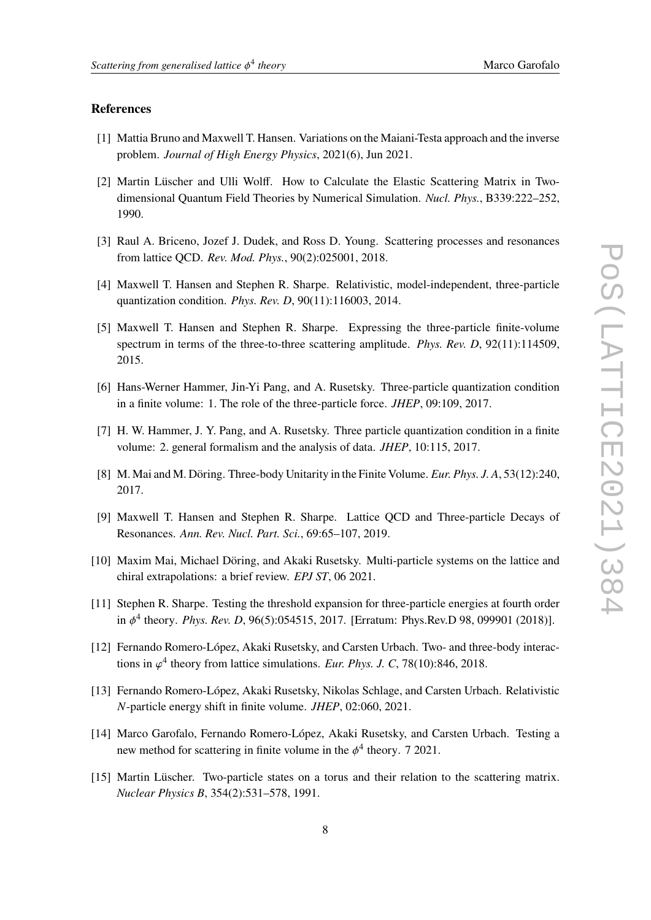## References

[1] Mattia Bruno and Maxwell T. Hansen. Variations on the Maiani-Testa approach and the inverse problem. *Journal of High Energy Physics*, 2021(6), Jun 2021.

[2] Martin Lüscher and Ulli Wolff. How to Calculate the Elastic Scattering Matrix in Two-dimensional Quantum Field Theories by Numerical Simulation. *Nucl. Phys.*, B339:222–252, 1990.

[3] Raul A. Briceno, Jozef J. Dudek, and Ross D. Young. Scattering processes and resonances from lattice QCD. *Rev. Mod. Phys.*, 90(2):025001, 2018.

[4] Maxwell T. Hansen and Stephen R. Sharpe. Relativistic, model-independent, three-particle quantization condition. *Phys. Rev. D*, 90(11):116003, 2014.

[5] Maxwell T. Hansen and Stephen R. Sharpe. Expressing the three-particle finite-volume spectrum in terms of the three-to-three scattering amplitude. *Phys. Rev. D*, 92(11):114509, 2015.

[6] Hans-Werner Hammer, Jin-Yi Pang, and A. Rusetsky. Three-particle quantization condition in a finite volume: 1. The role of the three-particle force. *JHEP*, 09:109, 2017.

[7] H. W. Hammer, J. Y. Pang, and A. Rusetsky. Three particle quantization condition in a finite volume: 2. general formalism and the analysis of data. *JHEP*, 10:115, 2017.

[8] M. Mai and M. Döring. Three-body Unitarity in the Finite Volume. *Eur. Phys. J. A*, 53(12):240, 2017.

[9] Maxwell T. Hansen and Stephen R. Sharpe. Lattice QCD and Three-particle Decays of Resonances. *Ann. Rev. Nucl. Part. Sci.*, 69:65–107, 2019.

[10] Maxim Mai, Michael Döring, and Akaki Rusetsky. Multi-particle systems on the lattice and chiral extrapolations: a brief review. *EPJ ST*, 06 2021.

[11] Stephen R. Sharpe. Testing the threshold expansion for three-particle energies at fourth order in $\phi^4$ theory. *Phys. Rev. D*, 96(5):054515, 2017. [Erratum: Phys.Rev.D 98, 099901 (2018)].

[12] Fernando Romero-López, Akaki Rusetsky, and Carsten Urbach. Two- and three-body interactions in $\varphi^4$ theory from lattice simulations. *Eur. Phys. J. C*, 78(10):846, 2018.

[13] Fernando Romero-López, Akaki Rusetsky, Nikolas Schlage, and Carsten Urbach. Relativistic $N$-particle energy shift in finite volume. *JHEP*, 02:060, 2021.

[14] Marco Garofalo, Fernando Romero-López, Akaki Rusetsky, and Carsten Urbach. Testing a new method for scattering in finite volume in the $\phi^4$ theory. 7 2021.

[15] Martin Lüscher. Two-particle states on a torus and their relation to the scattering matrix. *Nuclear Physics B*, 354(2):531–578, 1991.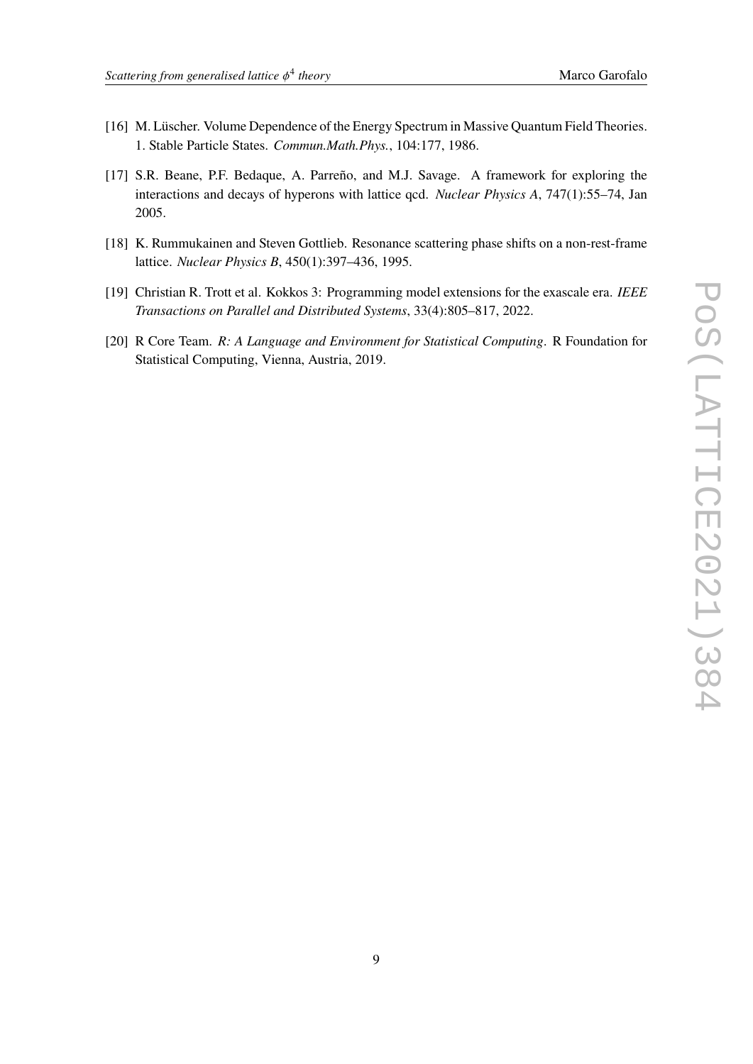[16] M. Lüscher. Volume Dependence of the Energy Spectrum in Massive Quantum Field Theories. 1. Stable Particle States. *Commun.Math.Phys.*, 104:177, 1986.

[17] S.R. Beane, P.F. Bedaque, A. Parreño, and M.J. Savage. A framework for exploring the interactions and decays of hyperons with lattice qcd. *Nuclear Physics A*, 747(1):55–74, Jan 2005.

[18] K. Rummukainen and Steven Gottlieb. Resonance scattering phase shifts on a non-rest-frame lattice. *Nuclear Physics B*, 450(1):397–436, 1995.

[19] Christian R. Trott et al. Kokkos 3: Programming model extensions for the exascale era. *IEEE Transactions on Parallel and Distributed Systems*, 33(4):805–817, 2022.

[20] R Core Team. *R: A Language and Environment for Statistical Computing*. R Foundation for Statistical Computing, Vienna, Austria, 2019.